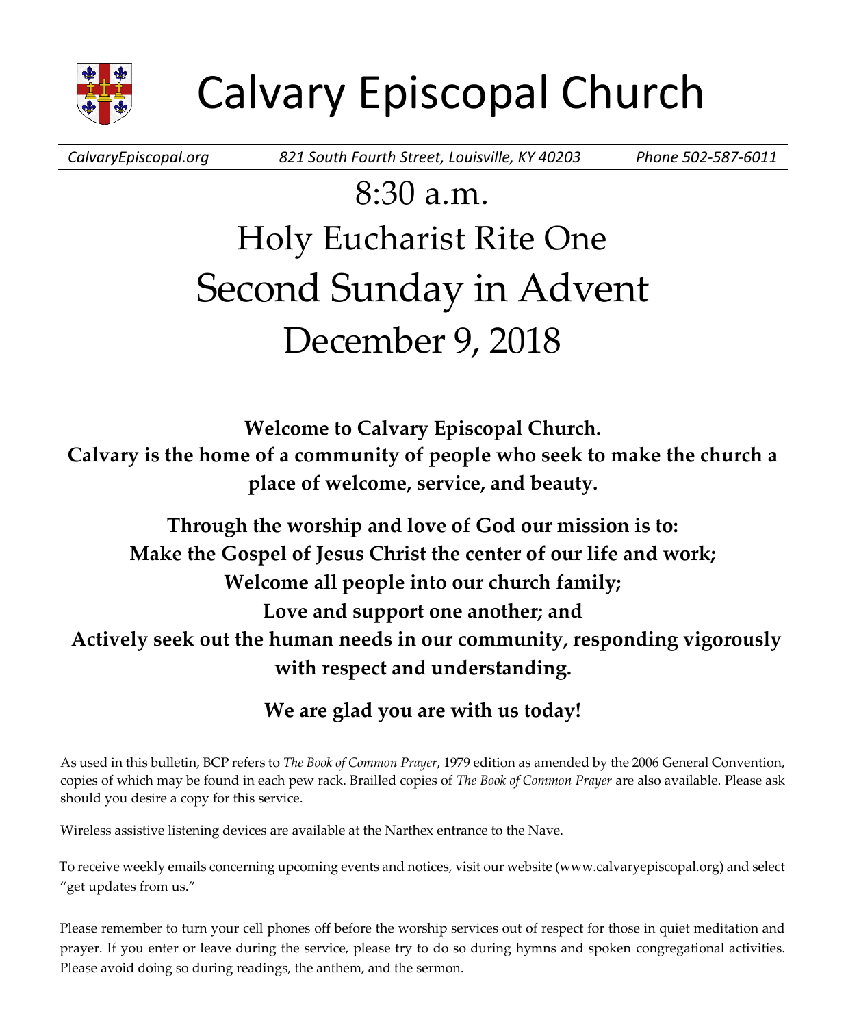# Calvary Episcopal Church

*CalvaryEpiscopal.org* *821 South Fourth Street, Louisville, KY 40203* *Phone 502-587-6011*

## 8:30 a.m.
## Holy Eucharist Rite One
## Second Sunday in Advent
## December 9, 2018

**Welcome to Calvary Episcopal Church.**
**Calvary is the home of a community of people who seek to make the church a place of welcome, service, and beauty.**

**Through the worship and love of God our mission is to:**
**Make the Gospel of Jesus Christ the center of our life and work;**
**Welcome all people into our church family;**
**Love and support one another; and**
**Actively seek out the human needs in our community, responding vigorously with respect and understanding.**

**We are glad you are with us today!**

As used in this bulletin, BCP refers to *The Book of Common Prayer*, 1979 edition as amended by the 2006 General Convention, copies of which may be found in each pew rack. Brailled copies of *The Book of Common Prayer* are also available. Please ask should you desire a copy for this service.

Wireless assistive listening devices are available at the Narthex entrance to the Nave.

To receive weekly emails concerning upcoming events and notices, visit our website (www.calvaryepiscopal.org) and select "get updates from us."

Please remember to turn your cell phones off before the worship services out of respect for those in quiet meditation and prayer. If you enter or leave during the service, please try to do so during hymns and spoken congregational activities. Please avoid doing so during readings, the anthem, and the sermon.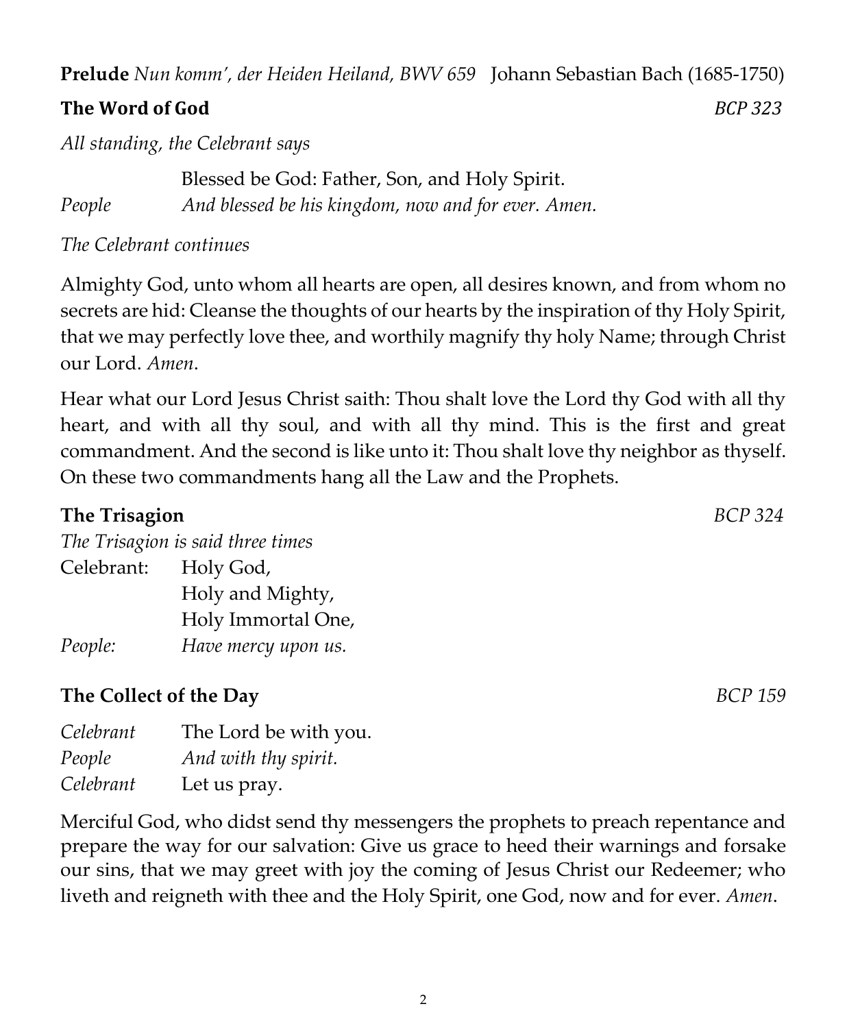**Prelude** *Nun komm', der Heiden Heiland, BWV 659* Johann Sebastian Bach (1685-1750)

**The Word of God** *BCP 323*

*All standing, the Celebrant says*

Blessed be God: Father, Son, and Holy Spirit.
*People* *And blessed be his kingdom, now and for ever. Amen.*

*The Celebrant continues*

Almighty God, unto whom all hearts are open, all desires known, and from whom no secrets are hid: Cleanse the thoughts of our hearts by the inspiration of thy Holy Spirit, that we may perfectly love thee, and worthily magnify thy holy Name; through Christ our Lord. *Amen*.

Hear what our Lord Jesus Christ saith: Thou shalt love the Lord thy God with all thy heart, and with all thy soul, and with all thy mind. This is the first and great commandment. And the second is like unto it: Thou shalt love thy neighbor as thyself. On these two commandments hang all the Law and the Prophets.

**The Trisagion** *BCP 324*

*The Trisagion is said three times*

Celebrant: Holy God,
Holy and Mighty,
Holy Immortal One,
*People:* *Have mercy upon us.*

**The Collect of the Day** *BCP 159*

*Celebrant* The Lord be with you.
*People* *And with thy spirit.*
*Celebrant* Let us pray.

Merciful God, who didst send thy messengers the prophets to preach repentance and prepare the way for our salvation: Give us grace to heed their warnings and forsake our sins, that we may greet with joy the coming of Jesus Christ our Redeemer; who liveth and reigneth with thee and the Holy Spirit, one God, now and for ever. *Amen*.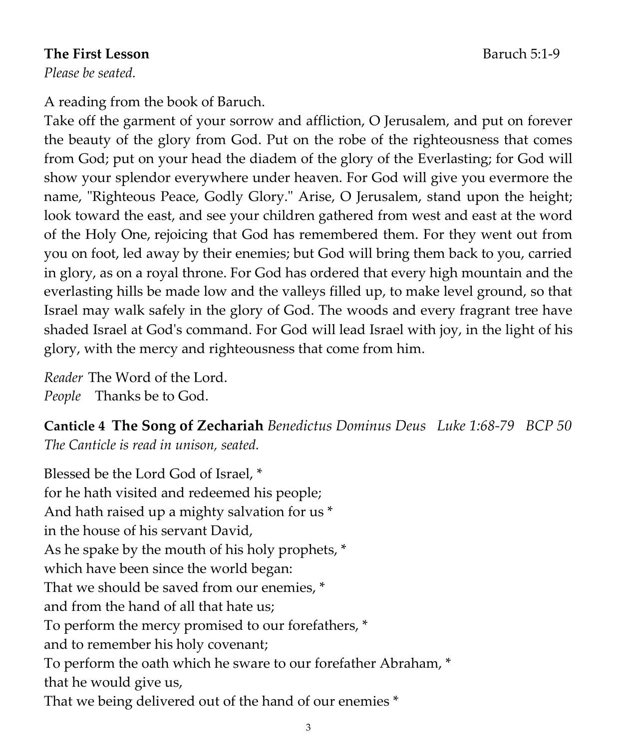**The First Lesson** Baruch 5:1-9

*Please be seated.*

A reading from the book of Baruch.

Take off the garment of your sorrow and affliction, O Jerusalem, and put on forever the beauty of the glory from God. Put on the robe of the righteousness that comes from God; put on your head the diadem of the glory of the Everlasting; for God will show your splendor everywhere under heaven. For God will give you evermore the name, "Righteous Peace, Godly Glory." Arise, O Jerusalem, stand upon the height; look toward the east, and see your children gathered from west and east at the word of the Holy One, rejoicing that God has remembered them. For they went out from you on foot, led away by their enemies; but God will bring them back to you, carried in glory, as on a royal throne. For God has ordered that every high mountain and the everlasting hills be made low and the valleys filled up, to make level ground, so that Israel may walk safely in the glory of God. The woods and every fragrant tree have shaded Israel at God's command. For God will lead Israel with joy, in the light of his glory, with the mercy and righteousness that come from him.

*Reader* The Word of the Lord.
*People* Thanks be to God.

**Canticle 4 The Song of Zechariah** *Benedictus Dominus Deus Luke 1:68-79 BCP 50*
*The Canticle is read in unison, seated.*

Blessed be the Lord God of Israel, *
for he hath visited and redeemed his people;
And hath raised up a mighty salvation for us *
in the house of his servant David,
As he spake by the mouth of his holy prophets, *
which have been since the world began:
That we should be saved from our enemies, *
and from the hand of all that hate us;
To perform the mercy promised to our forefathers, *
and to remember his holy covenant;
To perform the oath which he sware to our forefather Abraham, *
that he would give us,
That we being delivered out of the hand of our enemies *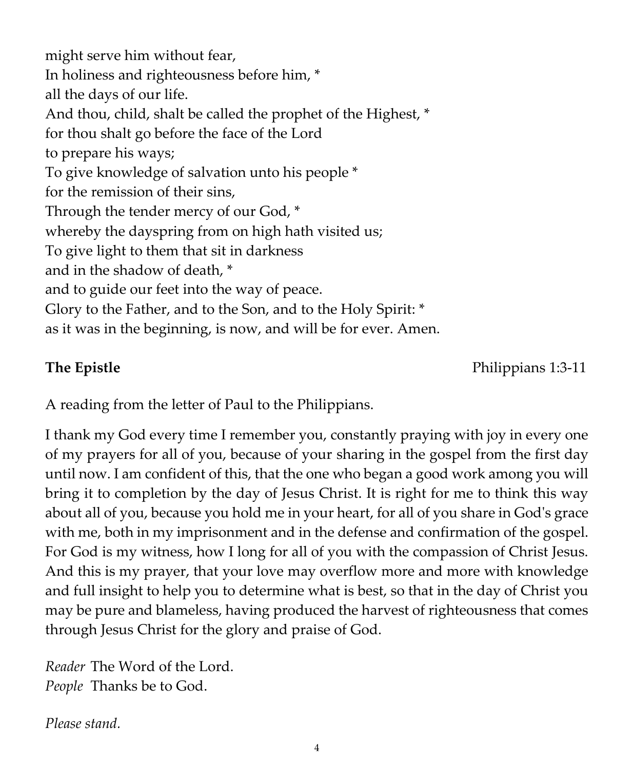might serve him without fear,  
In holiness and righteousness before him, *  
all the days of our life.  
And thou, child, shalt be called the prophet of the Highest, *  
for thou shalt go before the face of the Lord  
to prepare his ways;  
To give knowledge of salvation unto his people *  
for the remission of their sins,  
Through the tender mercy of our God, *  
whereby the dayspring from on high hath visited us;  
To give light to them that sit in darkness  
and in the shadow of death, *  
and to guide our feet into the way of peace.  
Glory to the Father, and to the Son, and to the Holy Spirit: *  
as it was in the beginning, is now, and will be for ever. Amen.

**The Epistle** Philippians 1:3-11

A reading from the letter of Paul to the Philippians.

I thank my God every time I remember you, constantly praying with joy in every one of my prayers for all of you, because of your sharing in the gospel from the first day until now. I am confident of this, that the one who began a good work among you will bring it to completion by the day of Jesus Christ. It is right for me to think this way about all of you, because you hold me in your heart, for all of you share in God's grace with me, both in my imprisonment and in the defense and confirmation of the gospel. For God is my witness, how I long for all of you with the compassion of Christ Jesus. And this is my prayer, that your love may overflow more and more with knowledge and full insight to help you to determine what is best, so that in the day of Christ you may be pure and blameless, having produced the harvest of righteousness that comes through Jesus Christ for the glory and praise of God.

*Reader* The Word of the Lord.  
*People* Thanks be to God.

*Please stand.*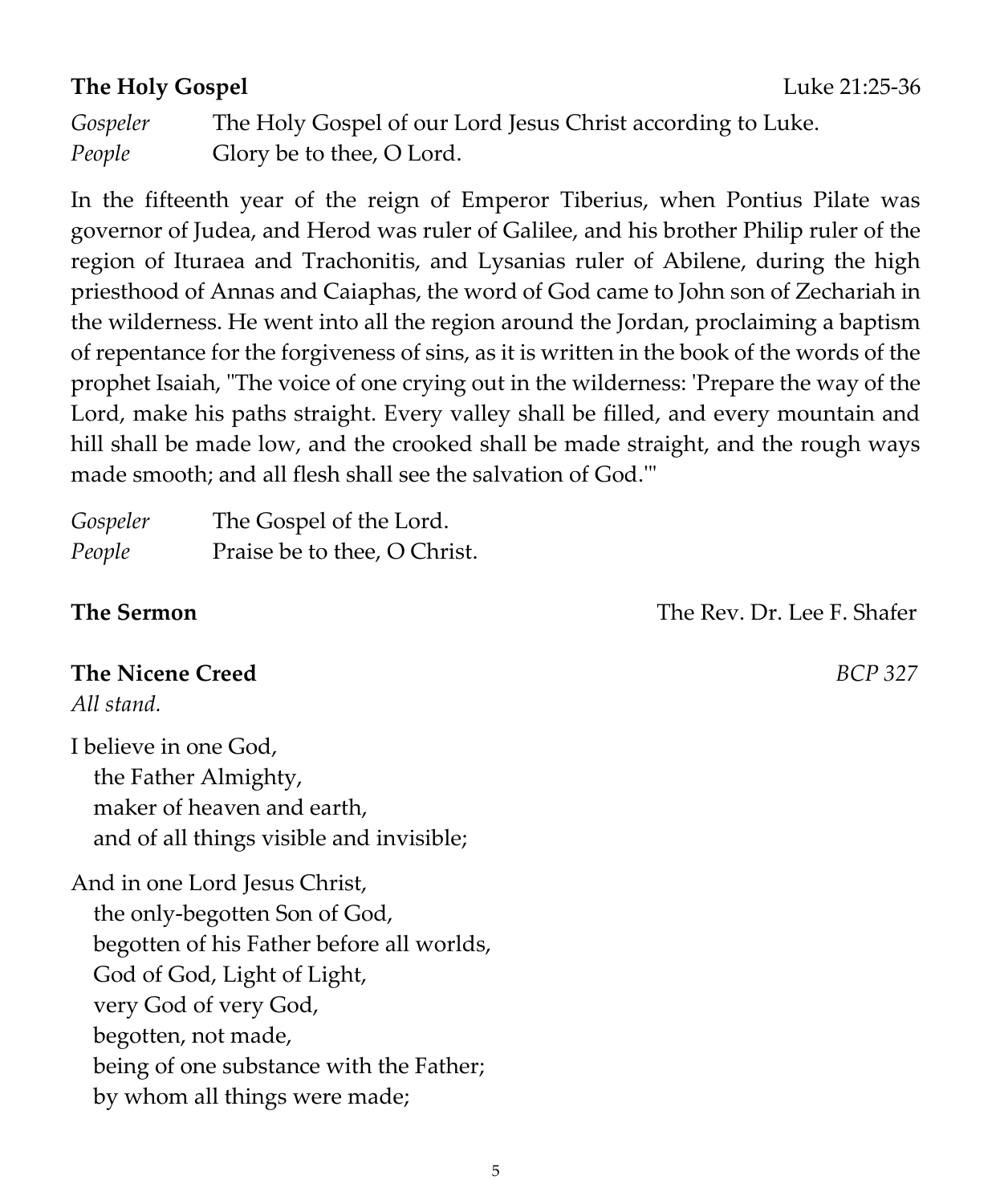**The Holy Gospel** Luke 21:25-36

*Gospeler* The Holy Gospel of our Lord Jesus Christ according to Luke.
*People* Glory be to thee, O Lord.

In the fifteenth year of the reign of Emperor Tiberius, when Pontius Pilate was governor of Judea, and Herod was ruler of Galilee, and his brother Philip ruler of the region of Ituraea and Trachonitis, and Lysanias ruler of Abilene, during the high priesthood of Annas and Caiaphas, the word of God came to John son of Zechariah in the wilderness. He went into all the region around the Jordan, proclaiming a baptism of repentance for the forgiveness of sins, as it is written in the book of the words of the prophet Isaiah, "The voice of one crying out in the wilderness: 'Prepare the way of the Lord, make his paths straight. Every valley shall be filled, and every mountain and hill shall be made low, and the crooked shall be made straight, and the rough ways made smooth; and all flesh shall see the salvation of God.'"

*Gospeler* The Gospel of the Lord.
*People* Praise be to thee, O Christ.

**The Sermon** The Rev. Dr. Lee F. Shafer

**The Nicene Creed** *BCP 327*
*All stand.*

I believe in one God,
the Father Almighty,
maker of heaven and earth,
and of all things visible and invisible;

And in one Lord Jesus Christ,
the only-begotten Son of God,
begotten of his Father before all worlds,
God of God, Light of Light,
very God of very God,
begotten, not made,
being of one substance with the Father;
by whom all things were made;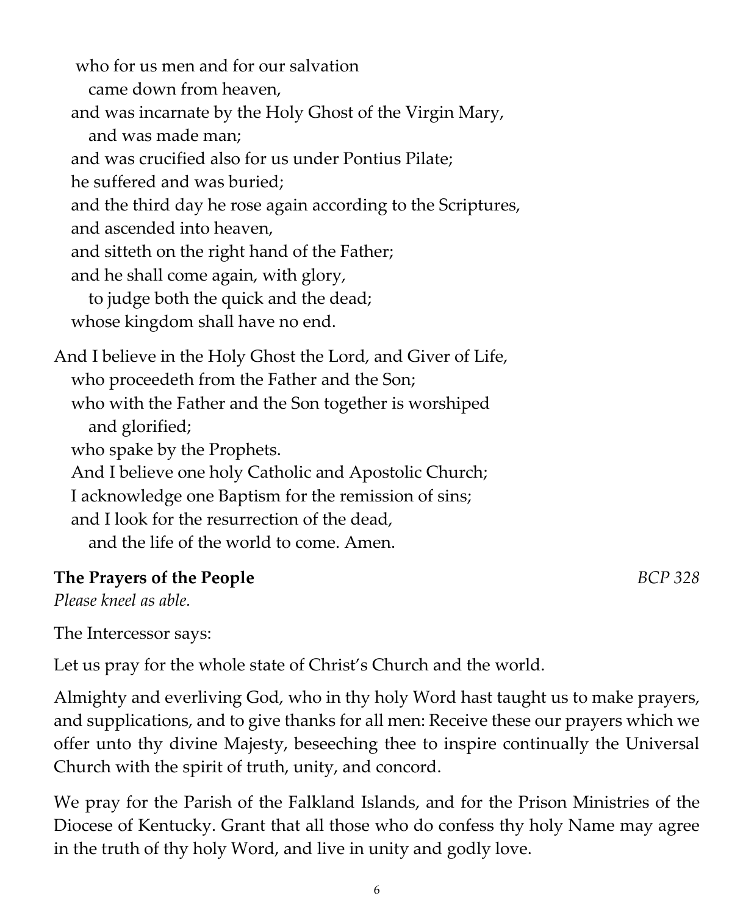who for us men and for our salvation
came down from heaven,
and was incarnate by the Holy Ghost of the Virgin Mary,
and was made man;
and was crucified also for us under Pontius Pilate;
he suffered and was buried;
and the third day he rose again according to the Scriptures,
and ascended into heaven,
and sitteth on the right hand of the Father;
and he shall come again, with glory,
to judge both the quick and the dead;
whose kingdom shall have no end.

And I believe in the Holy Ghost the Lord, and Giver of Life,
who proceedeth from the Father and the Son;
who with the Father and the Son together is worshiped
and glorified;
who spake by the Prophets.
And I believe one holy Catholic and Apostolic Church;
I acknowledge one Baptism for the remission of sins;
and I look for the resurrection of the dead,
and the life of the world to come. Amen.

**The Prayers of the People** *BCP 328*

*Please kneel as able.*

The Intercessor says:

Let us pray for the whole state of Christ's Church and the world.

Almighty and everliving God, who in thy holy Word hast taught us to make prayers, and supplications, and to give thanks for all men: Receive these our prayers which we offer unto thy divine Majesty, beseeching thee to inspire continually the Universal Church with the spirit of truth, unity, and concord.

We pray for the Parish of the Falkland Islands, and for the Prison Ministries of the Diocese of Kentucky. Grant that all those who do confess thy holy Name may agree in the truth of thy holy Word, and live in unity and godly love.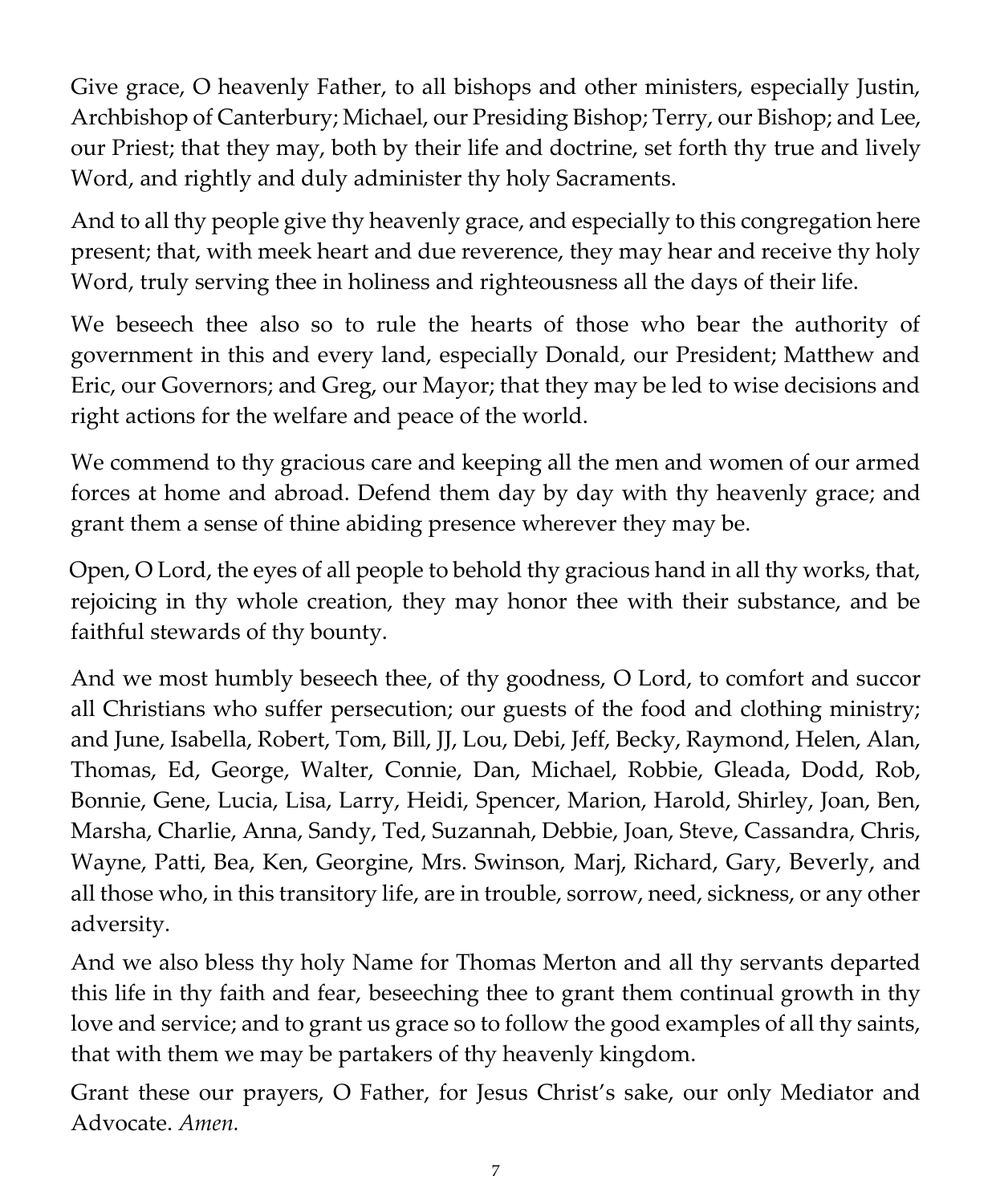Give grace, O heavenly Father, to all bishops and other ministers, especially Justin, Archbishop of Canterbury; Michael, our Presiding Bishop; Terry, our Bishop; and Lee, our Priest; that they may, both by their life and doctrine, set forth thy true and lively Word, and rightly and duly administer thy holy Sacraments.

And to all thy people give thy heavenly grace, and especially to this congregation here present; that, with meek heart and due reverence, they may hear and receive thy holy Word, truly serving thee in holiness and righteousness all the days of their life.

We beseech thee also so to rule the hearts of those who bear the authority of government in this and every land, especially Donald, our President; Matthew and Eric, our Governors; and Greg, our Mayor; that they may be led to wise decisions and right actions for the welfare and peace of the world.

We commend to thy gracious care and keeping all the men and women of our armed forces at home and abroad. Defend them day by day with thy heavenly grace; and grant them a sense of thine abiding presence wherever they may be.

Open, O Lord, the eyes of all people to behold thy gracious hand in all thy works, that, rejoicing in thy whole creation, they may honor thee with their substance, and be faithful stewards of thy bounty.

And we most humbly beseech thee, of thy goodness, O Lord, to comfort and succor all Christians who suffer persecution; our guests of the food and clothing ministry; and June, Isabella, Robert, Tom, Bill, JJ, Lou, Debi, Jeff, Becky, Raymond, Helen, Alan, Thomas, Ed, George, Walter, Connie, Dan, Michael, Robbie, Gleada, Dodd, Rob, Bonnie, Gene, Lucia, Lisa, Larry, Heidi, Spencer, Marion, Harold, Shirley, Joan, Ben, Marsha, Charlie, Anna, Sandy, Ted, Suzannah, Debbie, Joan, Steve, Cassandra, Chris, Wayne, Patti, Bea, Ken, Georgine, Mrs. Swinson, Marj, Richard, Gary, Beverly, and all those who, in this transitory life, are in trouble, sorrow, need, sickness, or any other adversity.

And we also bless thy holy Name for Thomas Merton and all thy servants departed this life in thy faith and fear, beseeching thee to grant them continual growth in thy love and service; and to grant us grace so to follow the good examples of all thy saints, that with them we may be partakers of thy heavenly kingdom.

Grant these our prayers, O Father, for Jesus Christ's sake, our only Mediator and Advocate. *Amen.*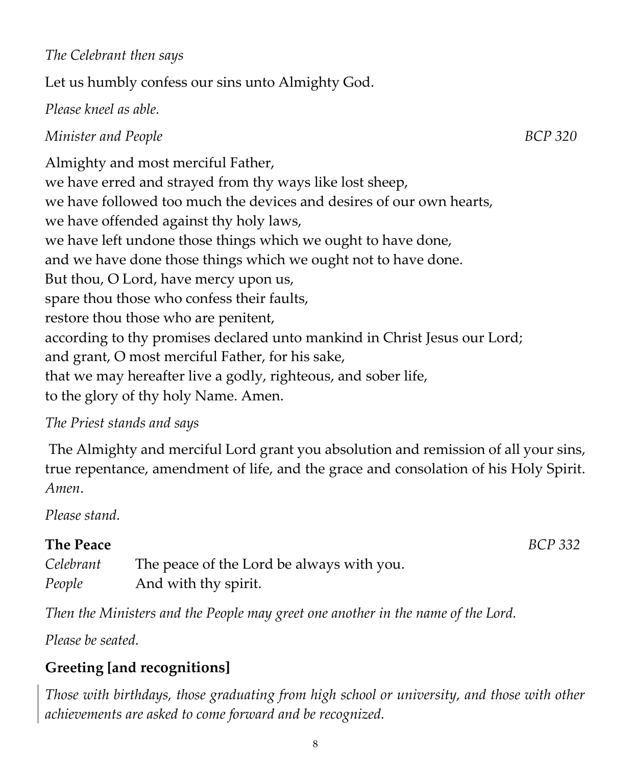*The Celebrant then says*

Let us humbly confess our sins unto Almighty God.

*Please kneel as able.*

*Minister and People* *BCP 320*

Almighty and most merciful Father,
we have erred and strayed from thy ways like lost sheep,
we have followed too much the devices and desires of our own hearts,
we have offended against thy holy laws,
we have left undone those things which we ought to have done,
and we have done those things which we ought not to have done.
But thou, O Lord, have mercy upon us,
spare thou those who confess their faults,
restore thou those who are penitent,
according to thy promises declared unto mankind in Christ Jesus our Lord;
and grant, O most merciful Father, for his sake,
that we may hereafter live a godly, righteous, and sober life,
to the glory of thy holy Name. Amen.

*The Priest stands and says*

The Almighty and merciful Lord grant you absolution and remission of all your sins, true repentance, amendment of life, and the grace and consolation of his Holy Spirit. *Amen*.

*Please stand.*

**The Peace** *BCP 332*

*Celebrant* The peace of the Lord be always with you.
*People* And with thy spirit.

*Then the Ministers and the People may greet one another in the name of the Lord.*

*Please be seated.*

**Greeting [and recognitions]**

*Those with birthdays, those graduating from high school or university, and those with other achievements are asked to come forward and be recognized.*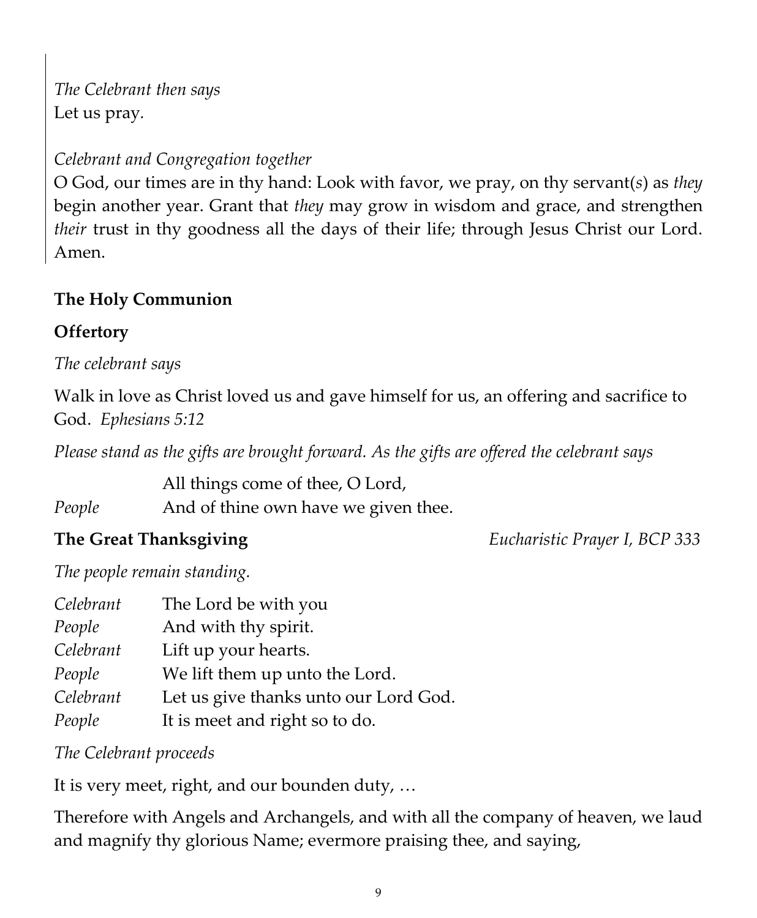*The Celebrant then says*
Let us pray.

*Celebrant and Congregation together*
O God, our times are in thy hand: Look with favor, we pray, on thy servant(*s*) as *they* begin another year. Grant that *they* may grow in wisdom and grace, and strengthen *their* trust in thy goodness all the days of their life; through Jesus Christ our Lord. Amen.

**The Holy Communion**

**Offertory**

*The celebrant says*

Walk in love as Christ loved us and gave himself for us, an offering and sacrifice to God. *Ephesians 5:12*

*Please stand as the gifts are brought forward. As the gifts are offered the celebrant says*

All things come of thee, O Lord,
*People* And of thine own have we given thee.

**The Great Thanksgiving** *Eucharistic Prayer I, BCP 333*

*The people remain standing.*

*Celebrant* The Lord be with you
*People* And with thy spirit.
*Celebrant* Lift up your hearts.
*People* We lift them up unto the Lord.
*Celebrant* Let us give thanks unto our Lord God.
*People* It is meet and right so to do.

*The Celebrant proceeds*

It is very meet, right, and our bounden duty, …

Therefore with Angels and Archangels, and with all the company of heaven, we laud and magnify thy glorious Name; evermore praising thee, and saying,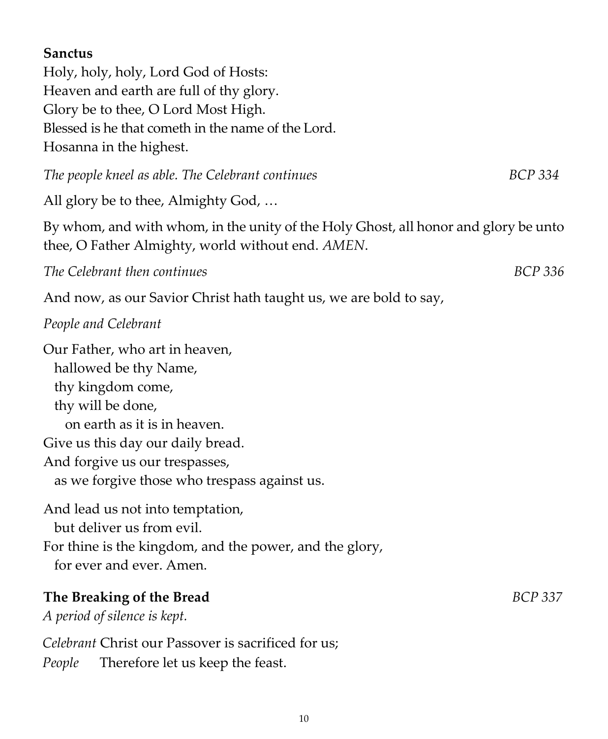**Sanctus**

Holy, holy, holy, Lord God of Hosts:
Heaven and earth are full of thy glory.
Glory be to thee, O Lord Most High.
Blessed is he that cometh in the name of the Lord.
Hosanna in the highest.

*The people kneel as able. The Celebrant continues* *BCP 334*

All glory be to thee, Almighty God, …

By whom, and with whom, in the unity of the Holy Ghost, all honor and glory be unto thee, O Father Almighty, world without end. *AMEN*.

*The Celebrant then continues* *BCP 336*

And now, as our Savior Christ hath taught us, we are bold to say,

*People and Celebrant*

Our Father, who art in heaven,
  hallowed be thy Name,
  thy kingdom come,
  thy will be done,
    on earth as it is in heaven.
Give us this day our daily bread.
And forgive us our trespasses,
  as we forgive those who trespass against us.

And lead us not into temptation,
  but deliver us from evil.
For thine is the kingdom, and the power, and the glory,
  for ever and ever. Amen.

**The Breaking of the Bread** *BCP 337*

*A period of silence is kept.*

*Celebrant* Christ our Passover is sacrificed for us;
*People* Therefore let us keep the feast.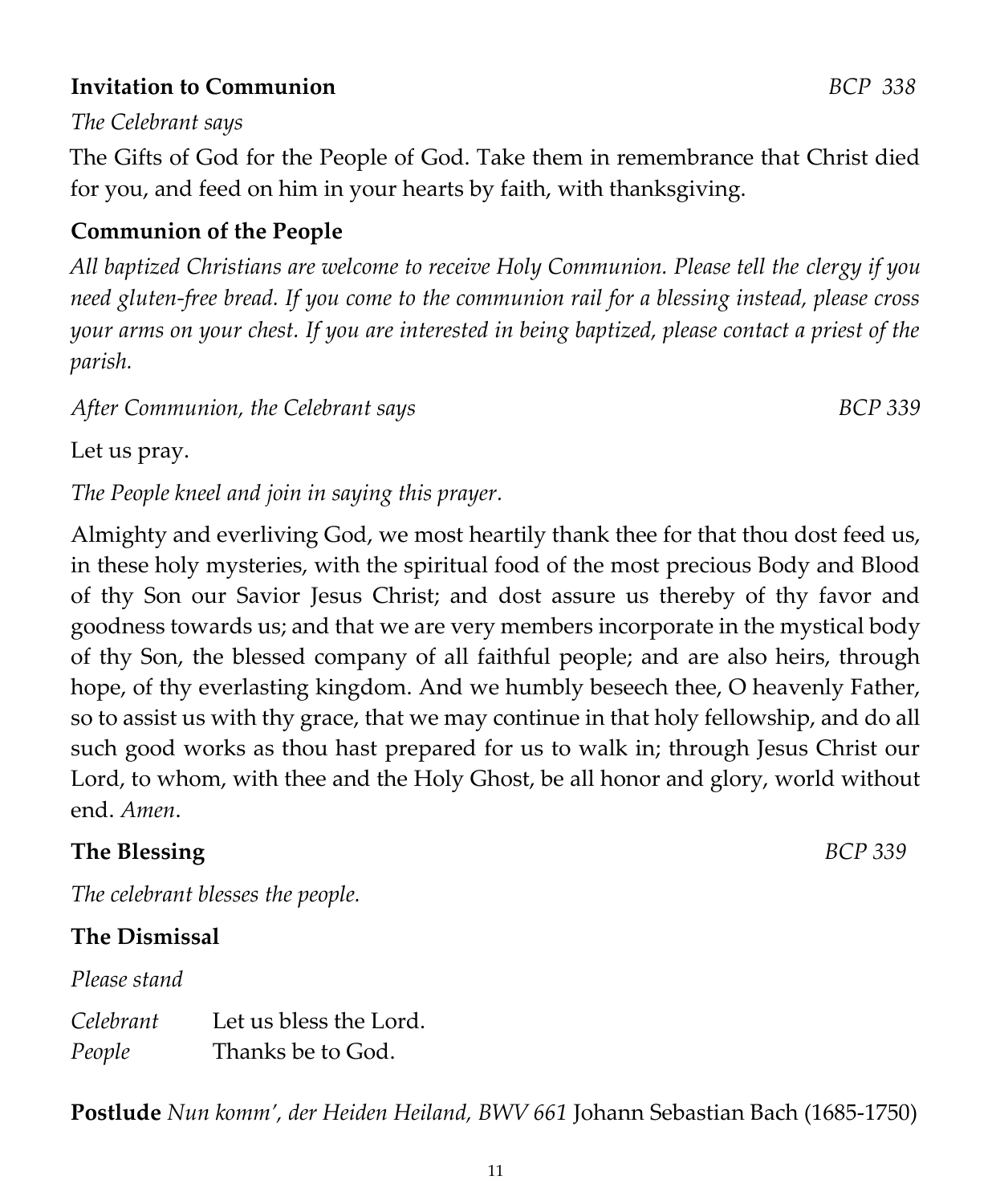**Invitation to Communion** *BCP 338*

*The Celebrant says*

The Gifts of God for the People of God. Take them in remembrance that Christ died for you, and feed on him in your hearts by faith, with thanksgiving.

**Communion of the People**

*All baptized Christians are welcome to receive Holy Communion. Please tell the clergy if you need gluten-free bread. If you come to the communion rail for a blessing instead, please cross your arms on your chest. If you are interested in being baptized, please contact a priest of the parish.*

*After Communion, the Celebrant says* *BCP 339*

Let us pray.

*The People kneel and join in saying this prayer.*

Almighty and everliving God, we most heartily thank thee for that thou dost feed us, in these holy mysteries, with the spiritual food of the most precious Body and Blood of thy Son our Savior Jesus Christ; and dost assure us thereby of thy favor and goodness towards us; and that we are very members incorporate in the mystical body of thy Son, the blessed company of all faithful people; and are also heirs, through hope, of thy everlasting kingdom. And we humbly beseech thee, O heavenly Father, so to assist us with thy grace, that we may continue in that holy fellowship, and do all such good works as thou hast prepared for us to walk in; through Jesus Christ our Lord, to whom, with thee and the Holy Ghost, be all honor and glory, world without end. *Amen*.

**The Blessing** *BCP 339*

*The celebrant blesses the people.*

**The Dismissal**

*Please stand*

*Celebrant* Let us bless the Lord.
*People* Thanks be to God.

**Postlude** *Nun komm', der Heiden Heiland, BWV 661* Johann Sebastian Bach (1685-1750)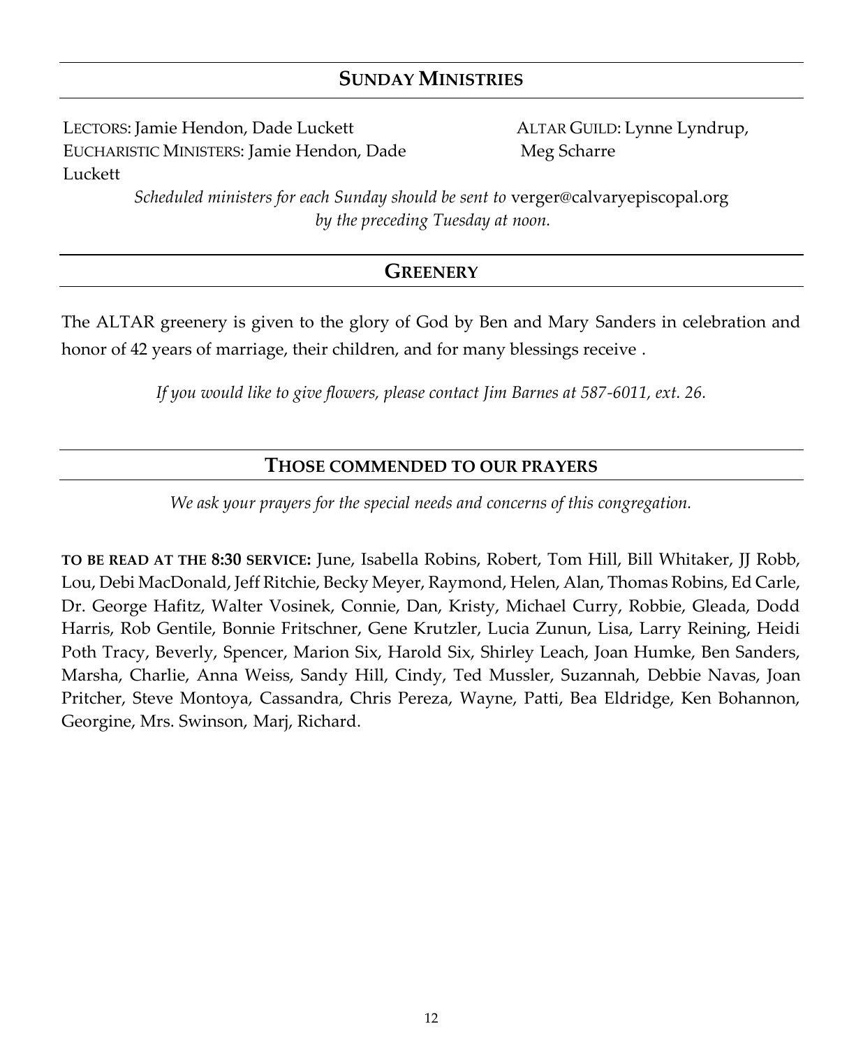## SUNDAY MINISTRIES

LECTORS: Jamie Hendon, Dade Luckett
EUCHARISTIC MINISTERS: Jamie Hendon, Dade Luckett

ALTAR GUILD: Lynne Lyndrup, Meg Scharre

*Scheduled ministers for each Sunday should be sent to* verger@calvaryepiscopal.org *by the preceding Tuesday at noon.*

## GREENERY

The ALTAR greenery is given to the glory of God by Ben and Mary Sanders in celebration and honor of 42 years of marriage, their children, and for many blessings receive .

*If you would like to give flowers, please contact Jim Barnes at 587-6011, ext. 26.*

## THOSE COMMENDED TO OUR PRAYERS

*We ask your prayers for the special needs and concerns of this congregation.*

**TO BE READ AT THE 8:30 SERVICE:** June, Isabella Robins, Robert, Tom Hill, Bill Whitaker, JJ Robb, Lou, Debi MacDonald, Jeff Ritchie, Becky Meyer, Raymond, Helen, Alan, Thomas Robins, Ed Carle, Dr. George Hafitz, Walter Vosinek, Connie, Dan, Kristy, Michael Curry, Robbie, Gleada, Dodd Harris, Rob Gentile, Bonnie Fritschner, Gene Krutzler, Lucia Zunun, Lisa, Larry Reining, Heidi Poth Tracy, Beverly, Spencer, Marion Six, Harold Six, Shirley Leach, Joan Humke, Ben Sanders, Marsha, Charlie, Anna Weiss, Sandy Hill, Cindy, Ted Mussler, Suzannah, Debbie Navas, Joan Pritcher, Steve Montoya, Cassandra, Chris Pereza, Wayne, Patti, Bea Eldridge, Ken Bohannon, Georgine, Mrs. Swinson, Marj, Richard.